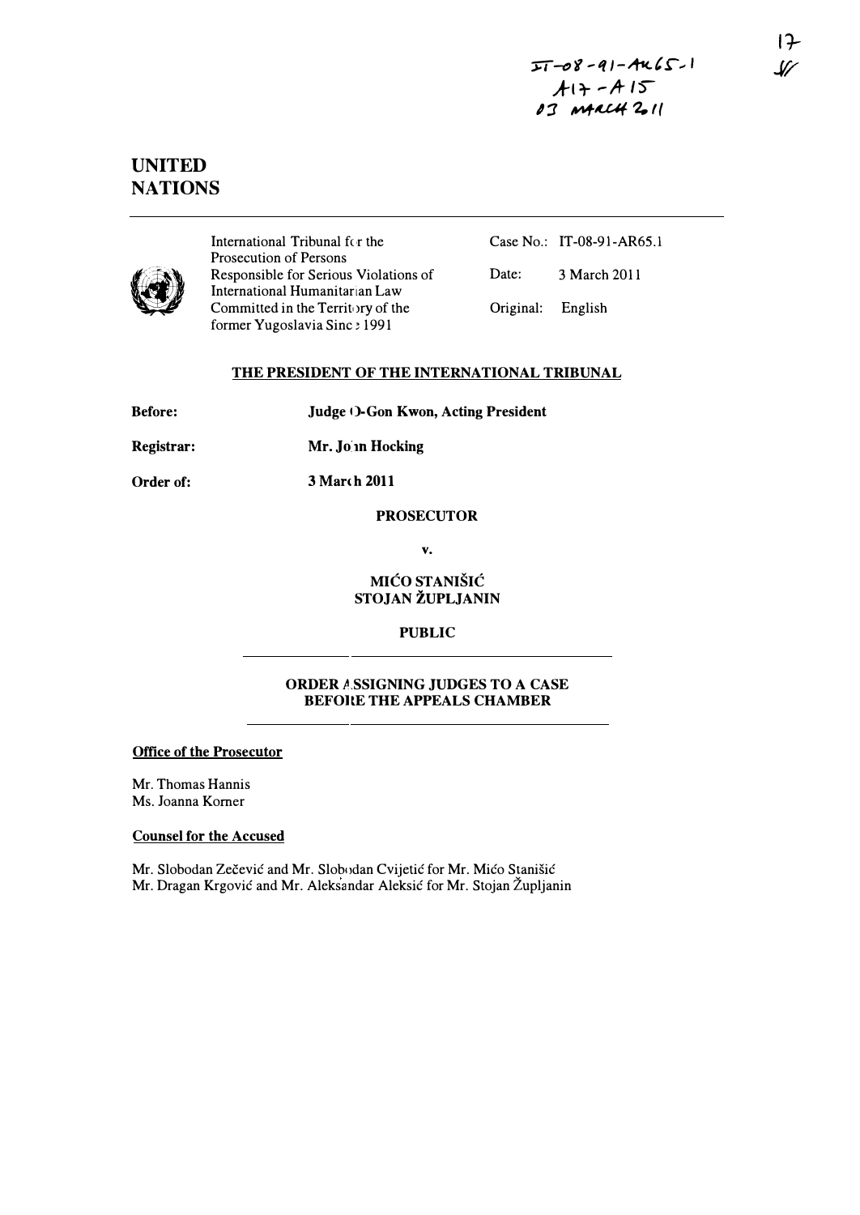IT-08-91-AR65.1
A17 - A15
03 MARCH 2011

17
**

# UNITED NATIONS

International Tribunal for the Prosecution of Persons Responsible for Serious Violations of International Humanitarian Law Committed in the Territory of the former Yugoslavia Since 1991

| | |
|---|---|
| Case No.: | IT-08-91-AR65.1 |
| Date: | 3 March 2011 |
| Original: | English |

## THE PRESIDENT OF THE INTERNATIONAL TRIBUNAL

**Before:** **Judge O-Gon Kwon, Acting President**

**Registrar:** **Mr. John Hocking**

**Order of:** **3 March 2011**

**PROSECUTOR**

**v.**

**MIĆO STANIŠIĆ**
**STOJAN ŽUPLJANIN**

**PUBLIC**

**ORDER ASSIGNING JUDGES TO A CASE BEFORE THE APPEALS CHAMBER**

**Office of the Prosecutor**

Mr. Thomas Hannis
Ms. Joanna Korner

**Counsel for the Accused**

Mr. Slobodan Zečević and Mr. Slobodan Cvijetić for Mr. Mićo Stanišić
Mr. Dragan Krgović and Mr. Aleksandar Aleksić for Mr. Stojan Župljanin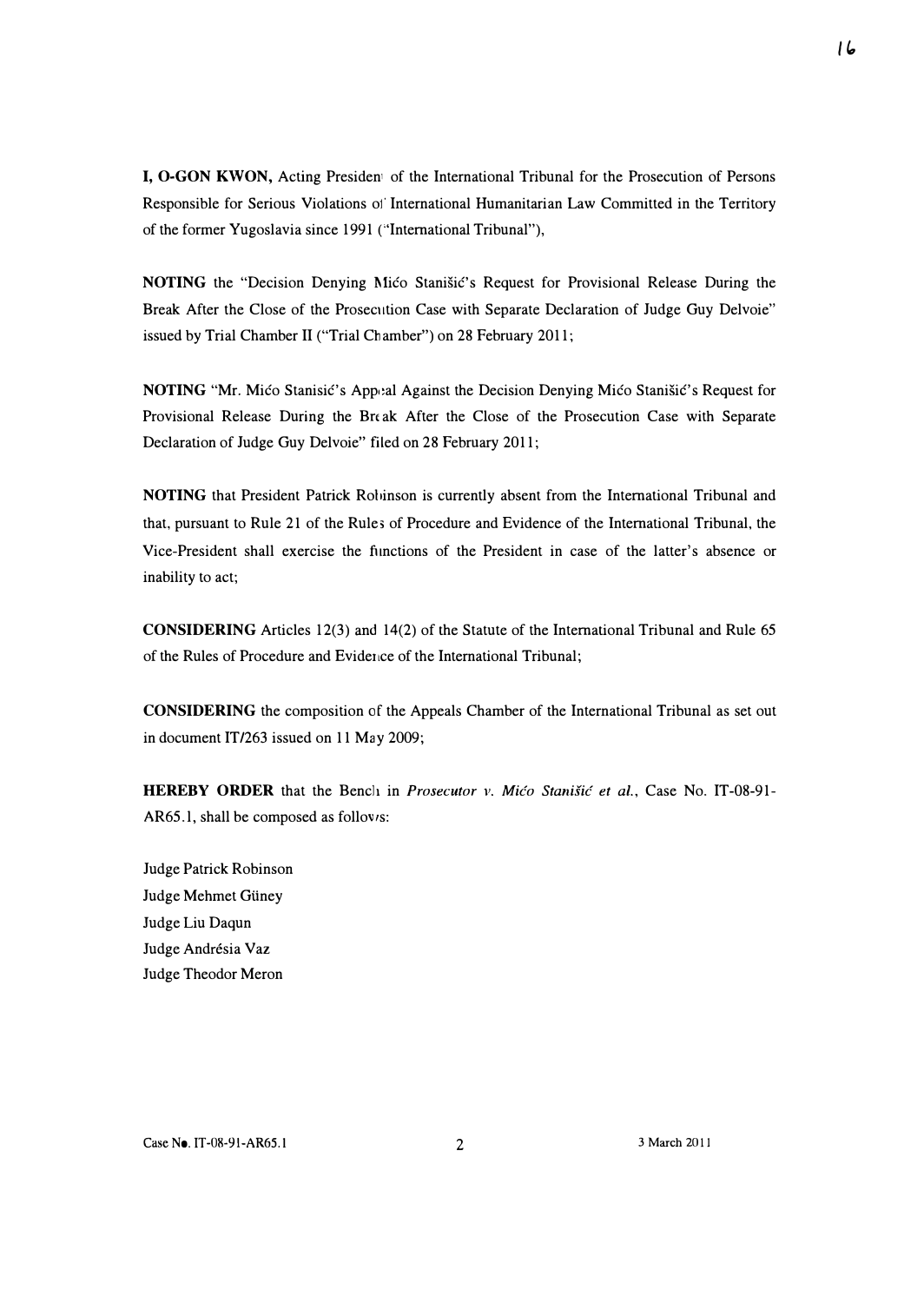**I, O-GON KWON,** Acting President of the International Tribunal for the Prosecution of Persons Responsible for Serious Violations of International Humanitarian Law Committed in the Territory of the former Yugoslavia since 1991 ("International Tribunal"),

**NOTING** the "Decision Denying Mićo Stanišić's Request for Provisional Release During the Break After the Close of the Prosecution Case with Separate Declaration of Judge Guy Delvoie" issued by Trial Chamber II ("Trial Chamber") on 28 February 2011;

**NOTING** "Mr. Mićo Stanisić's Appeal Against the Decision Denying Mićo Stanišić's Request for Provisional Release During the Break After the Close of the Prosecution Case with Separate Declaration of Judge Guy Delvoie" filed on 28 February 2011;

**NOTING** that President Patrick Robinson is currently absent from the International Tribunal and that, pursuant to Rule 21 of the Rules of Procedure and Evidence of the International Tribunal, the Vice-President shall exercise the functions of the President in case of the latter's absence or inability to act;

**CONSIDERING** Articles 12(3) and 14(2) of the Statute of the International Tribunal and Rule 65 of the Rules of Procedure and Evidence of the International Tribunal;

**CONSIDERING** the composition of the Appeals Chamber of the International Tribunal as set out in document IT/263 issued on 11 May 2009;

**HEREBY ORDER** that the Bench in *Prosecutor v. Mićo Stanišić et al.*, Case No. IT-08-91-AR65.1, shall be composed as follows:

Judge Patrick Robinson
Judge Mehmet Güney
Judge Liu Daqun
Judge Andrésia Vaz
Judge Theodor Meron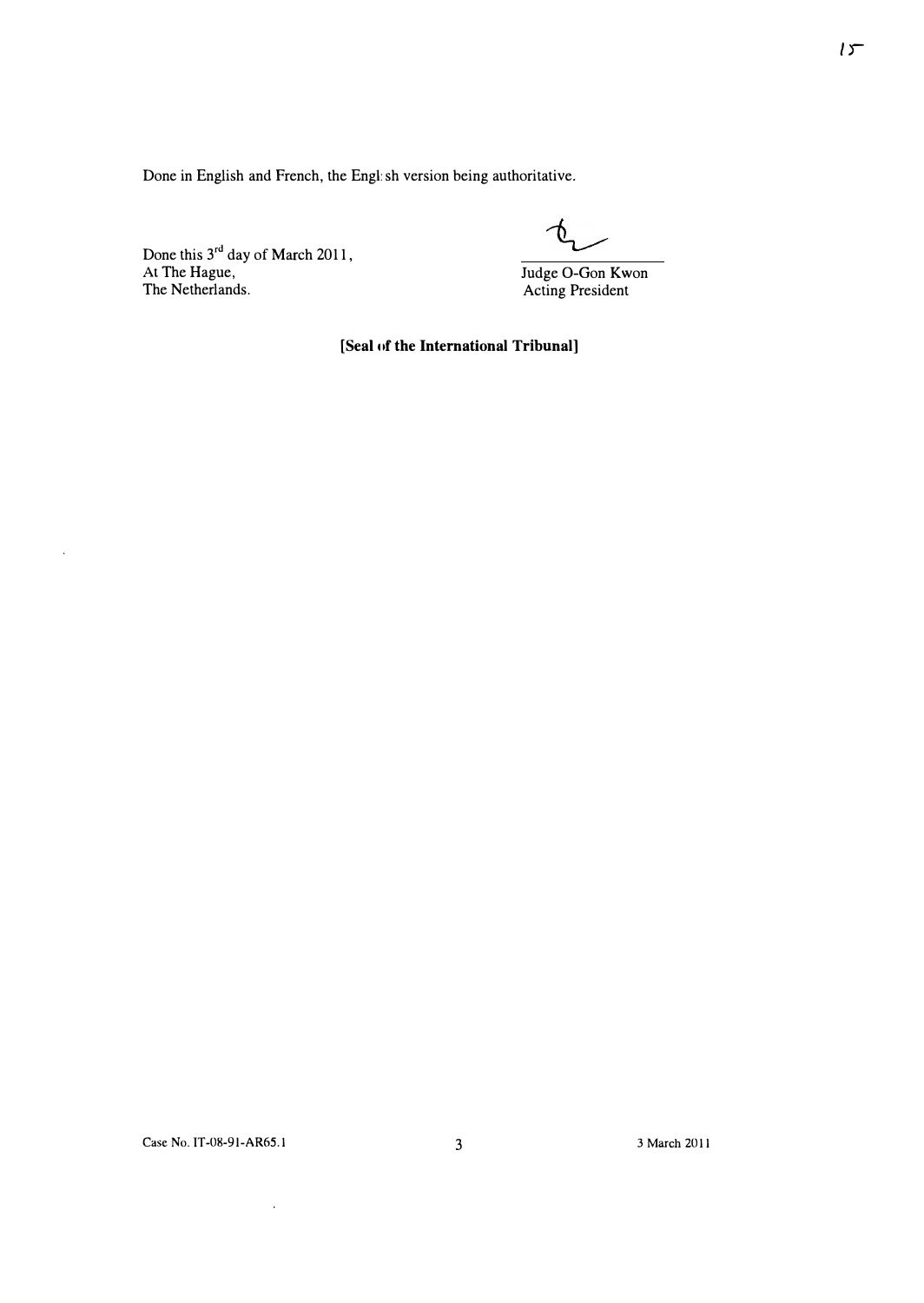Done in English and French, the English version being authoritative.

Done this 3rd day of March 2011,
At The Hague,
The Netherlands.

Judge O-Gon Kwon
Acting President

**[Seal of the International Tribunal]**